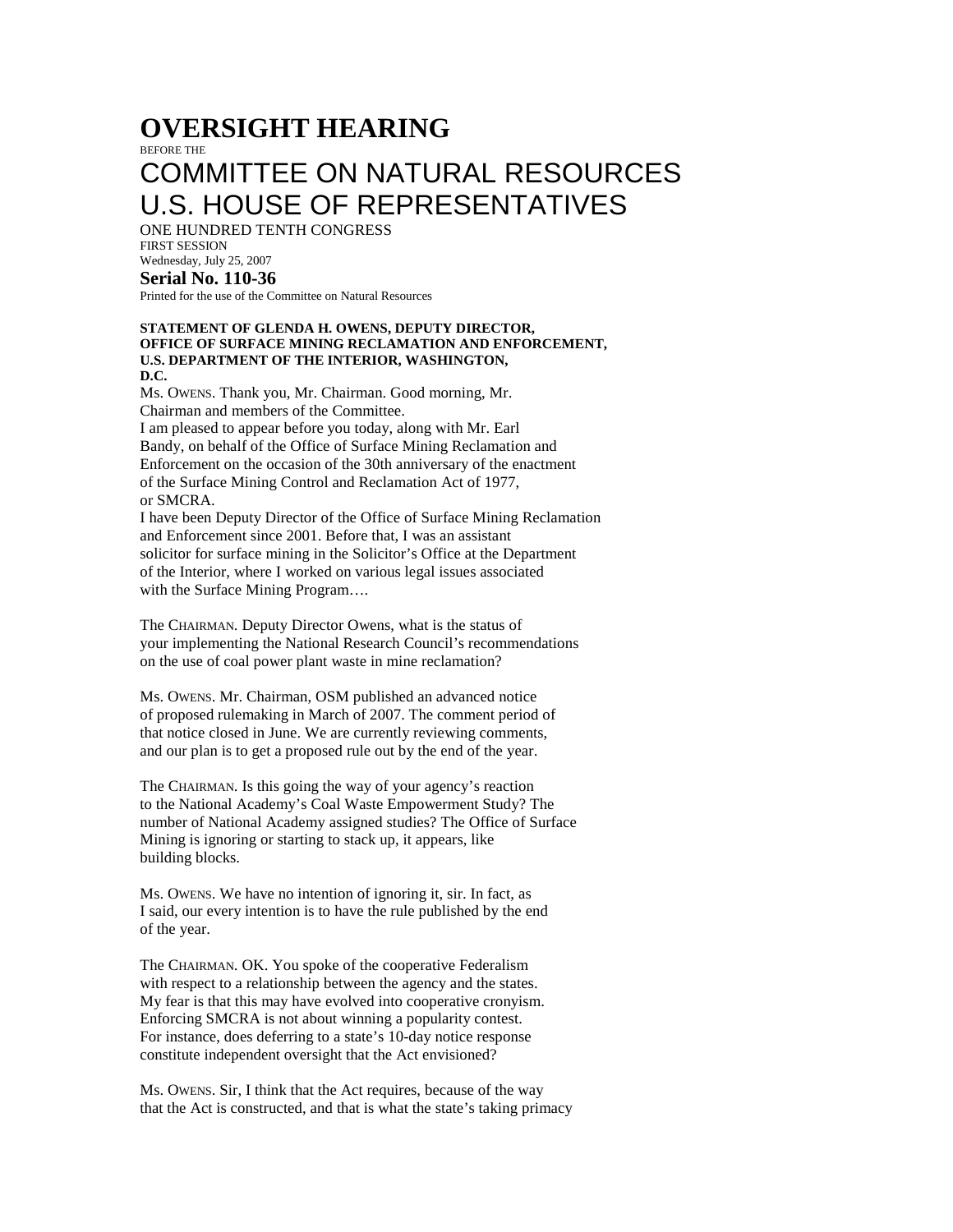# OVERSIGHT HEARING

BEFORE THE

# COMMITTEE ON NATURAL RESOURCES U.S. HOUSE OF REPRESENTATIVES

ONE HUNDRED TENTH CONGRESS

FIRST SESSION

Wednesday, July 25, 2007

**Serial No. 110-36**

Printed for the use of the Committee on Natural Resources

**STATEMENT OF GLENDA H. OWENS, DEPUTY DIRECTOR, OFFICE OF SURFACE MINING RECLAMATION AND ENFORCEMENT, U.S. DEPARTMENT OF THE INTERIOR, WASHINGTON, D.C.**

Ms. OWENS. Thank you, Mr. Chairman. Good morning, Mr. Chairman and members of the Committee.

I am pleased to appear before you today, along with Mr. Earl Bandy, on behalf of the Office of Surface Mining Reclamation and Enforcement on the occasion of the 30th anniversary of the enactment of the Surface Mining Control and Reclamation Act of 1977, or SMCRA.

I have been Deputy Director of the Office of Surface Mining Reclamation and Enforcement since 2001. Before that, I was an assistant solicitor for surface mining in the Solicitor's Office at the Department of the Interior, where I worked on various legal issues associated with the Surface Mining Program….

The CHAIRMAN. Deputy Director Owens, what is the status of your implementing the National Research Council's recommendations on the use of coal power plant waste in mine reclamation?

Ms. OWENS. Mr. Chairman, OSM published an advanced notice of proposed rulemaking in March of 2007. The comment period of that notice closed in June. We are currently reviewing comments, and our plan is to get a proposed rule out by the end of the year.

The CHAIRMAN. Is this going the way of your agency's reaction to the National Academy's Coal Waste Empowerment Study? The number of National Academy assigned studies? The Office of Surface Mining is ignoring or starting to stack up, it appears, like building blocks.

Ms. OWENS. We have no intention of ignoring it, sir. In fact, as I said, our every intention is to have the rule published by the end of the year.

The CHAIRMAN. OK. You spoke of the cooperative Federalism with respect to a relationship between the agency and the states. My fear is that this may have evolved into cooperative cronyism. Enforcing SMCRA is not about winning a popularity contest. For instance, does deferring to a state's 10-day notice response constitute independent oversight that the Act envisioned?

Ms. OWENS. Sir, I think that the Act requires, because of the way that the Act is constructed, and that is what the state's taking primacy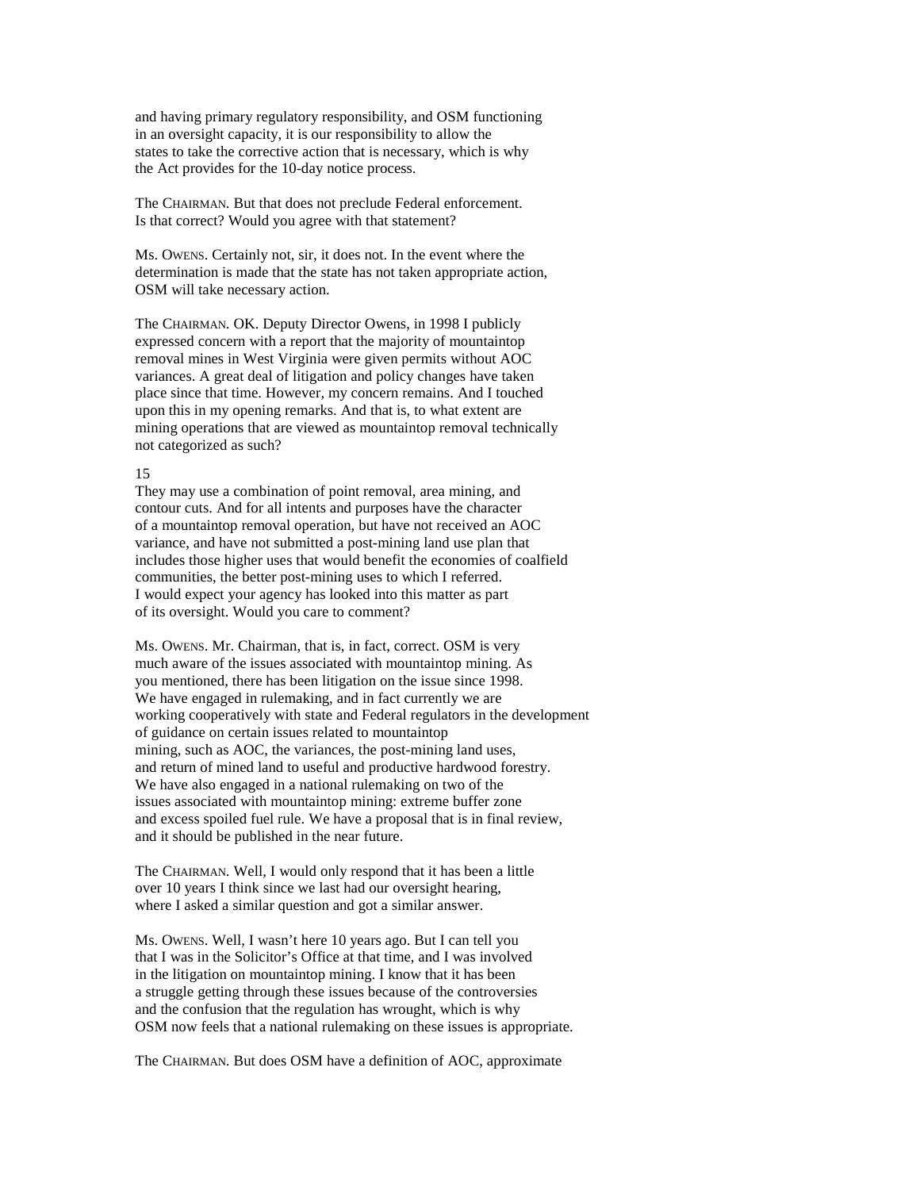and having primary regulatory responsibility, and OSM functioning in an oversight capacity, it is our responsibility to allow the states to take the corrective action that is necessary, which is why the Act provides for the 10-day notice process.

The CHAIRMAN. But that does not preclude Federal enforcement. Is that correct? Would you agree with that statement?

Ms. OWENS. Certainly not, sir, it does not. In the event where the determination is made that the state has not taken appropriate action, OSM will take necessary action.

The CHAIRMAN. OK. Deputy Director Owens, in 1998 I publicly expressed concern with a report that the majority of mountaintop removal mines in West Virginia were given permits without AOC variances. A great deal of litigation and policy changes have taken place since that time. However, my concern remains. And I touched upon this in my opening remarks. And that is, to what extent are mining operations that are viewed as mountaintop removal technically not categorized as such?

They may use a combination of point removal, area mining, and contour cuts. And for all intents and purposes have the character of a mountaintop removal operation, but have not received an AOC variance, and have not submitted a post-mining land use plan that includes those higher uses that would benefit the economies of coalfield communities, the better post-mining uses to which I referred. I would expect your agency has looked into this matter as part of its oversight. Would you care to comment?

Ms. OWENS. Mr. Chairman, that is, in fact, correct. OSM is very much aware of the issues associated with mountaintop mining. As you mentioned, there has been litigation on the issue since 1998. We have engaged in rulemaking, and in fact currently we are working cooperatively with state and Federal regulators in the development of guidance on certain issues related to mountaintop mining, such as AOC, the variances, the post-mining land uses, and return of mined land to useful and productive hardwood forestry. We have also engaged in a national rulemaking on two of the issues associated with mountaintop mining: extreme buffer zone and excess spoiled fuel rule. We have a proposal that is in final review, and it should be published in the near future.

The CHAIRMAN. Well, I would only respond that it has been a little over 10 years I think since we last had our oversight hearing, where I asked a similar question and got a similar answer.

Ms. OWENS. Well, I wasn't here 10 years ago. But I can tell you that I was in the Solicitor's Office at that time, and I was involved in the litigation on mountaintop mining. I know that it has been a struggle getting through these issues because of the controversies and the confusion that the regulation has wrought, which is why OSM now feels that a national rulemaking on these issues is appropriate.

The CHAIRMAN. But does OSM have a definition of AOC, approximate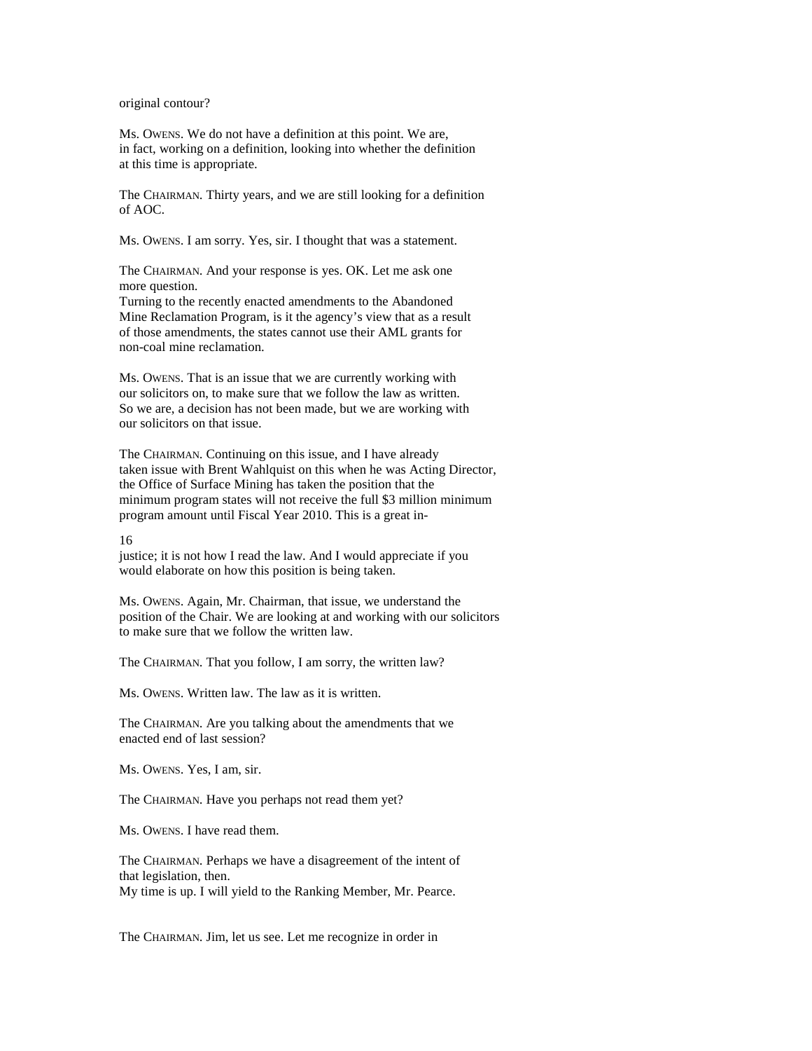original contour?

Ms. OWENS. We do not have a definition at this point. We are, in fact, working on a definition, looking into whether the definition at this time is appropriate.

The CHAIRMAN. Thirty years, and we are still looking for a definition of AOC.

Ms. OWENS. I am sorry. Yes, sir. I thought that was a statement.

The CHAIRMAN. And your response is yes. OK. Let me ask one more question.
Turning to the recently enacted amendments to the Abandoned Mine Reclamation Program, is it the agency's view that as a result of those amendments, the states cannot use their AML grants for non-coal mine reclamation.

Ms. OWENS. That is an issue that we are currently working with our solicitors on, to make sure that we follow the law as written. So we are, a decision has not been made, but we are working with our solicitors on that issue.

The CHAIRMAN. Continuing on this issue, and I have already taken issue with Brent Wahlquist on this when he was Acting Director, the Office of Surface Mining has taken the position that the minimum program states will not receive the full $3 million minimum program amount until Fiscal Year 2010. This is a great injustice; it is not how I read the law. And I would appreciate if you would elaborate on how this position is being taken.

Ms. OWENS. Again, Mr. Chairman, that issue, we understand the position of the Chair. We are looking at and working with our solicitors to make sure that we follow the written law.

The CHAIRMAN. That you follow, I am sorry, the written law?

Ms. OWENS. Written law. The law as it is written.

The CHAIRMAN. Are you talking about the amendments that we enacted end of last session?

Ms. OWENS. Yes, I am, sir.

The CHAIRMAN. Have you perhaps not read them yet?

Ms. OWENS. I have read them.

The CHAIRMAN. Perhaps we have a disagreement of the intent of that legislation, then.
My time is up. I will yield to the Ranking Member, Mr. Pearce.

The CHAIRMAN. Jim, let us see. Let me recognize in order in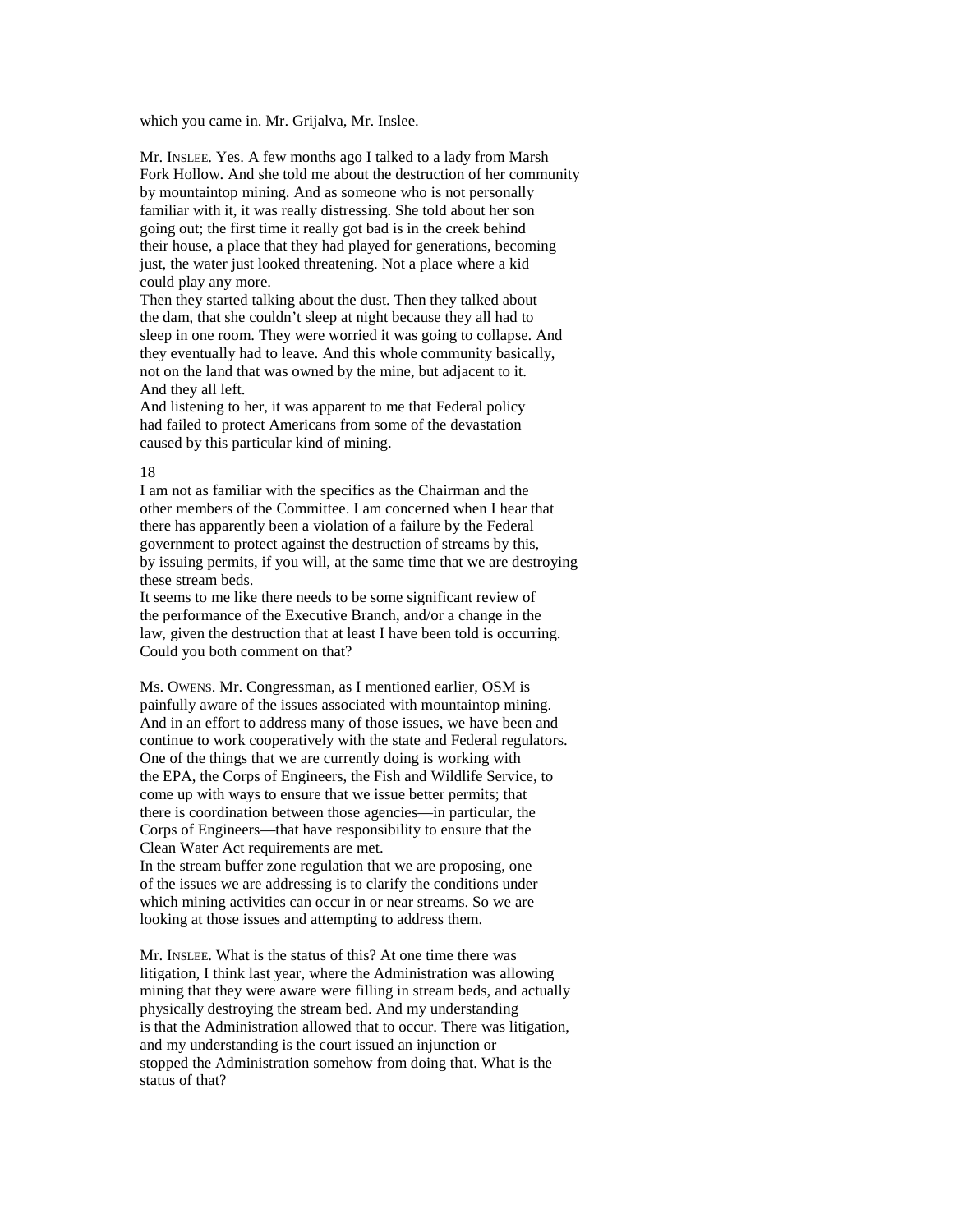which you came in. Mr. Grijalva, Mr. Inslee.

Mr. INSLEE. Yes. A few months ago I talked to a lady from Marsh Fork Hollow. And she told me about the destruction of her community by mountaintop mining. And as someone who is not personally familiar with it, it was really distressing. She told about her son going out; the first time it really got bad is in the creek behind their house, a place that they had played for generations, becoming just, the water just looked threatening. Not a place where a kid could play any more.

Then they started talking about the dust. Then they talked about the dam, that she couldn't sleep at night because they all had to sleep in one room. They were worried it was going to collapse. And they eventually had to leave. And this whole community basically, not on the land that was owned by the mine, but adjacent to it. And they all left.

And listening to her, it was apparent to me that Federal policy had failed to protect Americans from some of the devastation caused by this particular kind of mining.

I am not as familiar with the specifics as the Chairman and the other members of the Committee. I am concerned when I hear that there has apparently been a violation of a failure by the Federal government to protect against the destruction of streams by this, by issuing permits, if you will, at the same time that we are destroying these stream beds.

It seems to me like there needs to be some significant review of the performance of the Executive Branch, and/or a change in the law, given the destruction that at least I have been told is occurring. Could you both comment on that?

Ms. OWENS. Mr. Congressman, as I mentioned earlier, OSM is painfully aware of the issues associated with mountaintop mining. And in an effort to address many of those issues, we have been and continue to work cooperatively with the state and Federal regulators. One of the things that we are currently doing is working with the EPA, the Corps of Engineers, the Fish and Wildlife Service, to come up with ways to ensure that we issue better permits; that there is coordination between those agencies—in particular, the Corps of Engineers—that have responsibility to ensure that the Clean Water Act requirements are met.

In the stream buffer zone regulation that we are proposing, one of the issues we are addressing is to clarify the conditions under which mining activities can occur in or near streams. So we are looking at those issues and attempting to address them.

Mr. INSLEE. What is the status of this? At one time there was litigation, I think last year, where the Administration was allowing mining that they were aware were filling in stream beds, and actually physically destroying the stream bed. And my understanding is that the Administration allowed that to occur. There was litigation, and my understanding is the court issued an injunction or stopped the Administration somehow from doing that. What is the status of that?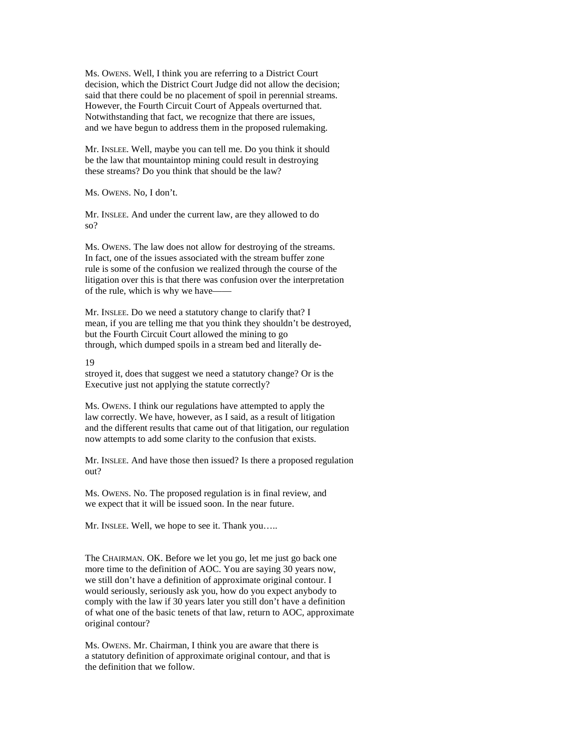Ms. OWENS. Well, I think you are referring to a District Court decision, which the District Court Judge did not allow the decision; said that there could be no placement of spoil in perennial streams. However, the Fourth Circuit Court of Appeals overturned that. Notwithstanding that fact, we recognize that there are issues, and we have begun to address them in the proposed rulemaking.

Mr. INSLEE. Well, maybe you can tell me. Do you think it should be the law that mountaintop mining could result in destroying these streams? Do you think that should be the law?

Ms. OWENS. No, I don't.

Mr. INSLEE. And under the current law, are they allowed to do so?

Ms. OWENS. The law does not allow for destroying of the streams. In fact, one of the issues associated with the stream buffer zone rule is some of the confusion we realized through the course of the litigation over this is that there was confusion over the interpretation of the rule, which is why we have——

Mr. INSLEE. Do we need a statutory change to clarify that? I mean, if you are telling me that you think they shouldn't be destroyed, but the Fourth Circuit Court allowed the mining to go through, which dumped spoils in a stream bed and literally destroyed it, does that suggest we need a statutory change? Or is the Executive just not applying the statute correctly?

Ms. OWENS. I think our regulations have attempted to apply the law correctly. We have, however, as I said, as a result of litigation and the different results that came out of that litigation, our regulation now attempts to add some clarity to the confusion that exists.

Mr. INSLEE. And have those then issued? Is there a proposed regulation out?

Ms. OWENS. No. The proposed regulation is in final review, and we expect that it will be issued soon. In the near future.

Mr. INSLEE. Well, we hope to see it. Thank you…..

The CHAIRMAN. OK. Before we let you go, let me just go back one more time to the definition of AOC. You are saying 30 years now, we still don't have a definition of approximate original contour. I would seriously, seriously ask you, how do you expect anybody to comply with the law if 30 years later you still don't have a definition of what one of the basic tenets of that law, return to AOC, approximate original contour?

Ms. OWENS. Mr. Chairman, I think you are aware that there is a statutory definition of approximate original contour, and that is the definition that we follow.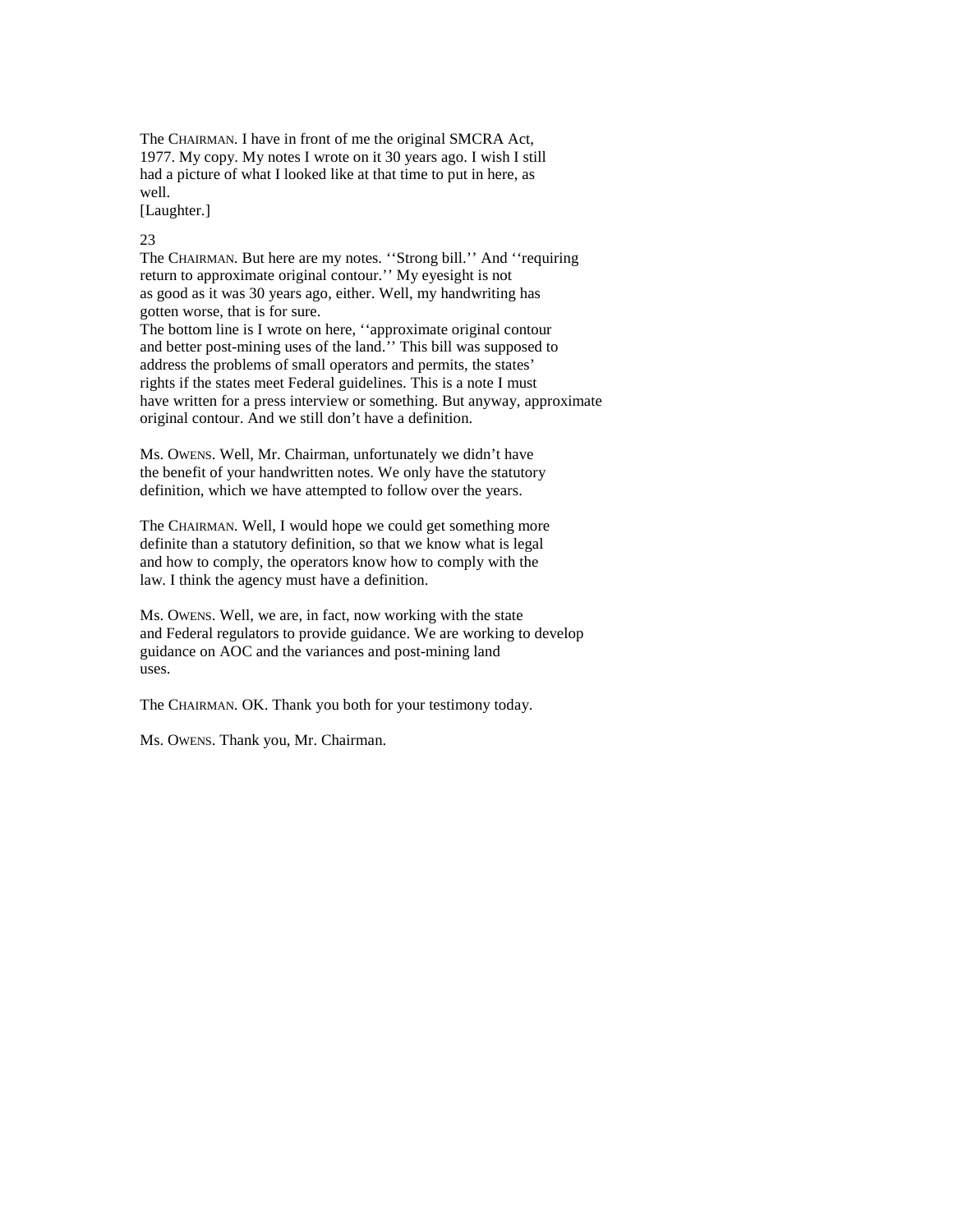The CHAIRMAN. I have in front of me the original SMCRA Act, 1977. My copy. My notes I wrote on it 30 years ago. I wish I still had a picture of what I looked like at that time to put in here, as well.
[Laughter.]

The CHAIRMAN. But here are my notes. ''Strong bill.'' And ''requiring return to approximate original contour.'' My eyesight is not as good as it was 30 years ago, either. Well, my handwriting has gotten worse, that is for sure.
The bottom line is I wrote on here, ''approximate original contour and better post-mining uses of the land.'' This bill was supposed to address the problems of small operators and permits, the states' rights if the states meet Federal guidelines. This is a note I must have written for a press interview or something. But anyway, approximate original contour. And we still don't have a definition.

Ms. OWENS. Well, Mr. Chairman, unfortunately we didn't have the benefit of your handwritten notes. We only have the statutory definition, which we have attempted to follow over the years.

The CHAIRMAN. Well, I would hope we could get something more definite than a statutory definition, so that we know what is legal and how to comply, the operators know how to comply with the law. I think the agency must have a definition.

Ms. OWENS. Well, we are, in fact, now working with the state and Federal regulators to provide guidance. We are working to develop guidance on AOC and the variances and post-mining land uses.

The CHAIRMAN. OK. Thank you both for your testimony today.

Ms. OWENS. Thank you, Mr. Chairman.